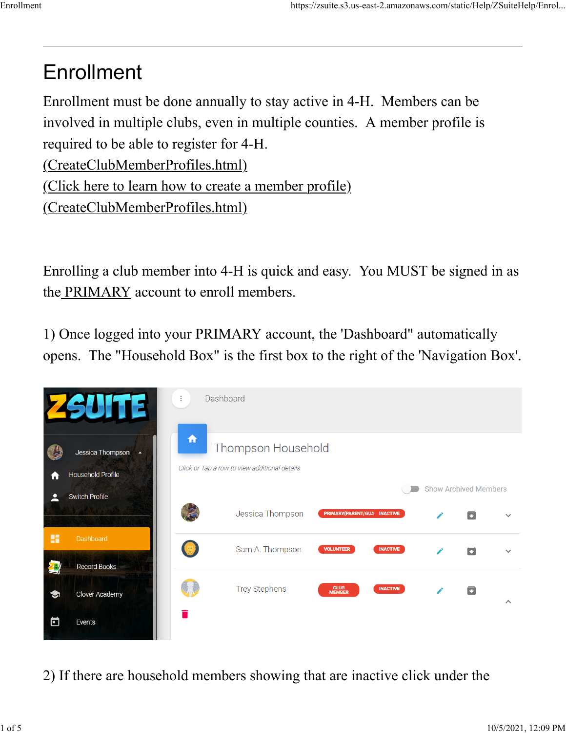# Enrollment

Enrollment must be done annually to stay active in 4-H. Members can be involved in multiple clubs, even in multiple counties. A member profile is required to be able to register for 4-H.
(CreateClubMemberProfiles.html)
(Click here to learn how to create a member profile)
(CreateClubMemberProfiles.html)

Enrolling a club member into 4-H is quick and easy. You MUST be signed in as the PRIMARY account to enroll members.

1) Once logged into your PRIMARY account, the 'Dashboard" automatically opens. The "Household Box" is the first box to the right of the 'Navigation Box'.

2) If there are household members showing that are inactive click under the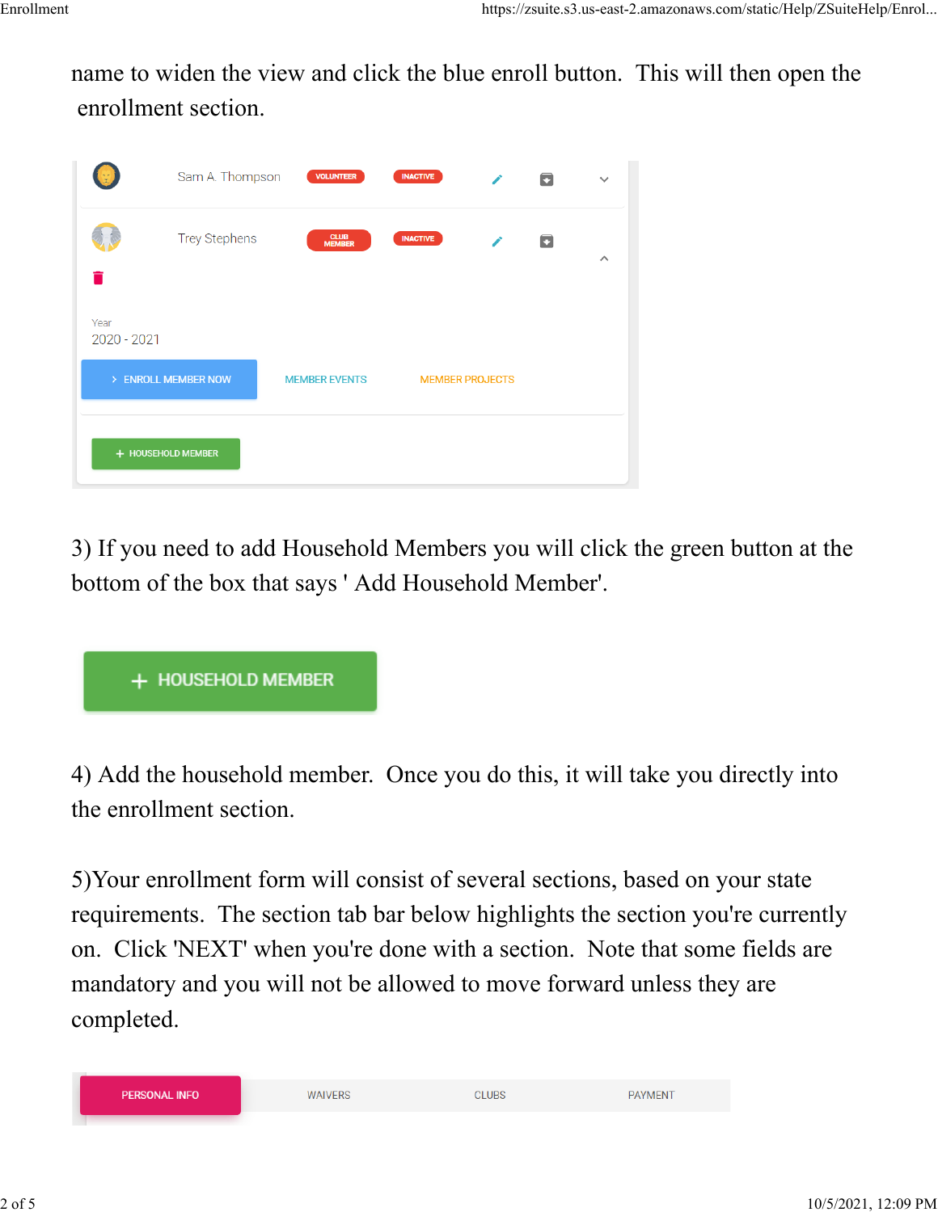name to widen the view and click the blue enroll button.  This will then open the enrollment section.

3) If you need to add Household Members you will click the green button at the bottom of the box that says ' Add Household Member'.

4) Add the household member.  Once you do this, it will take you directly into the enrollment section.

5)Your enrollment form will consist of several sections, based on your state requirements.  The section tab bar below highlights the section you're currently on.  Click 'NEXT' when you're done with a section.  Note that some fields are mandatory and you will not be allowed to move forward unless they are completed.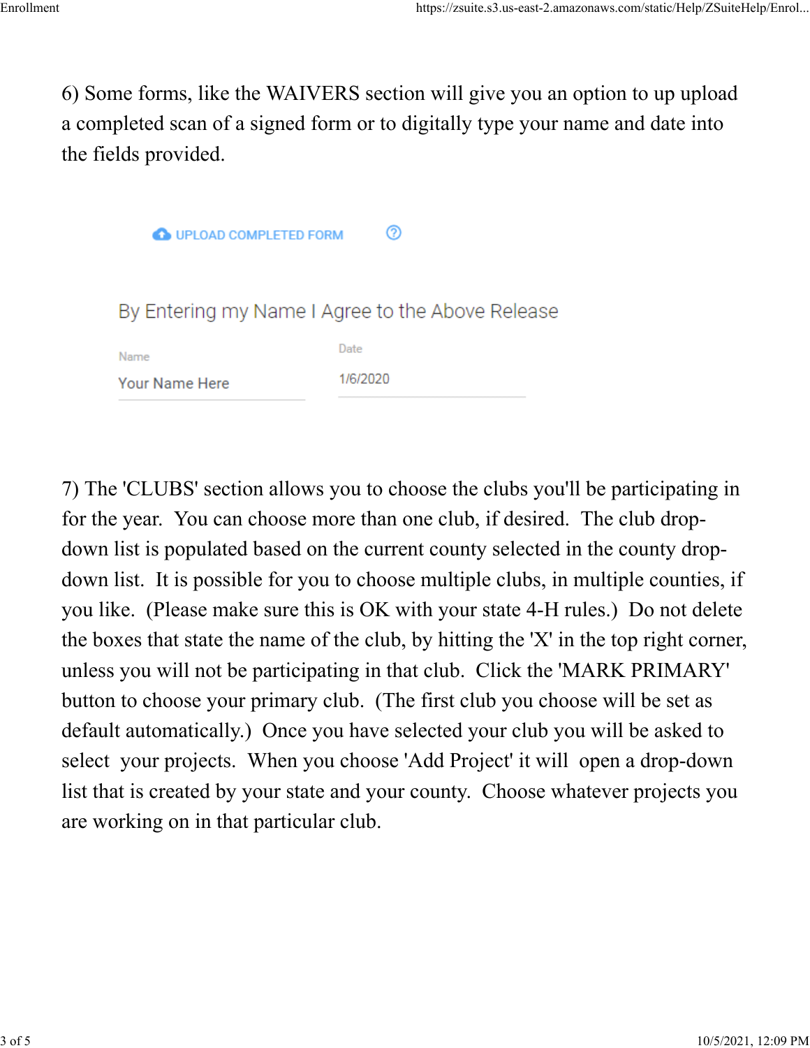6) Some forms, like the WAIVERS section will give you an option to up upload a completed scan of a signed form or to digitally type your name and date into the fields provided.

UPLOAD COMPLETED FORM

By Entering my Name I Agree to the Above Release

Name

Your Name Here

Date

1/6/2020

7) The 'CLUBS' section allows you to choose the clubs you'll be participating in for the year. You can choose more than one club, if desired. The club drop-down list is populated based on the current county selected in the county drop-down list. It is possible for you to choose multiple clubs, in multiple counties, if you like. (Please make sure this is OK with your state 4-H rules.) Do not delete the boxes that state the name of the club, by hitting the 'X' in the top right corner, unless you will not be participating in that club. Click the 'MARK PRIMARY' button to choose your primary club. (The first club you choose will be set as default automatically.) Once you have selected your club you will be asked to select your projects. When you choose 'Add Project' it will open a drop-down list that is created by your state and your county. Choose whatever projects you are working on in that particular club.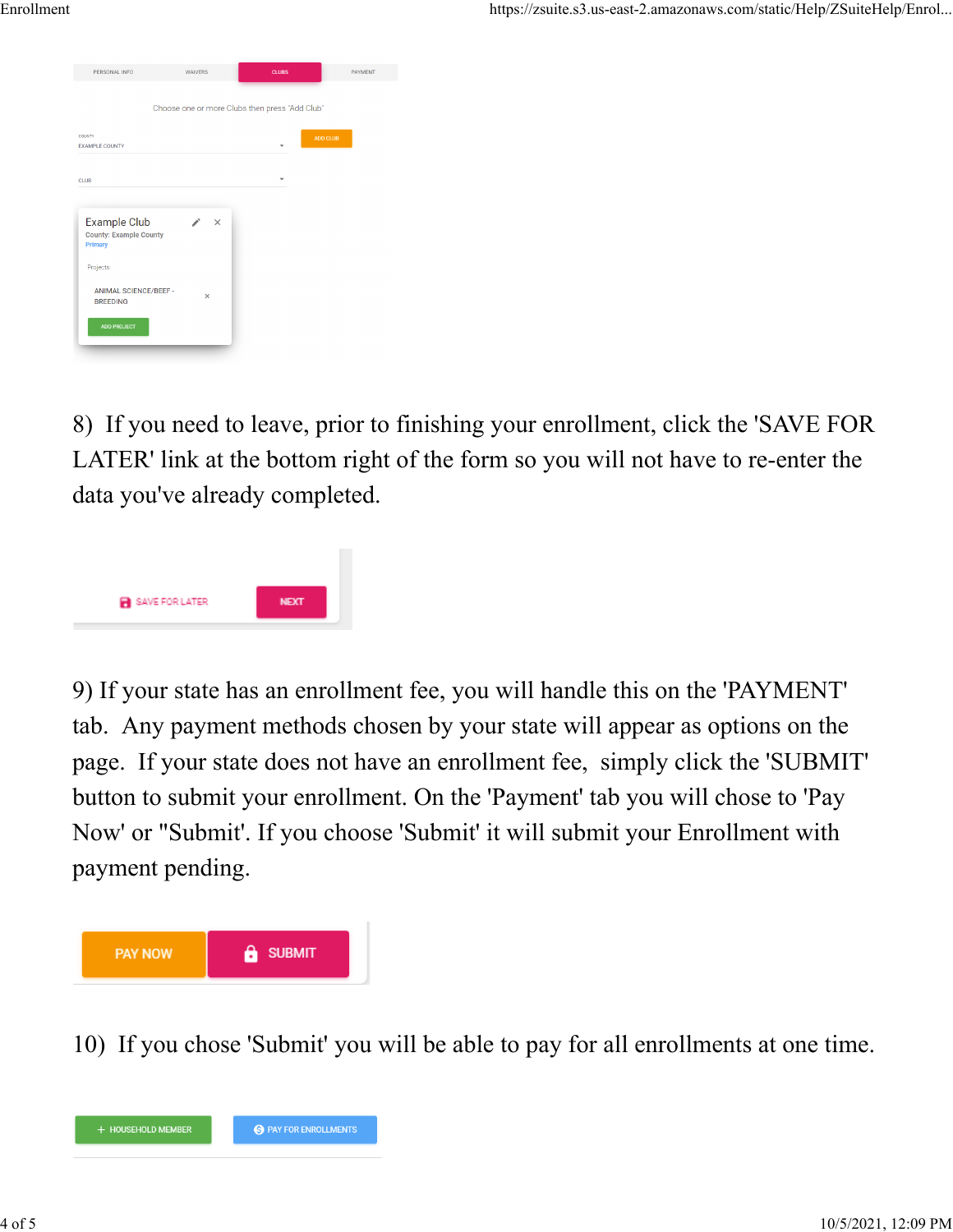8) If you need to leave, prior to finishing your enrollment, click the 'SAVE FOR LATER' link at the bottom right of the form so you will not have to re-enter the data you've already completed.

9) If your state has an enrollment fee, you will handle this on the 'PAYMENT' tab. Any payment methods chosen by your state will appear as options on the page. If your state does not have an enrollment fee, simply click the 'SUBMIT' button to submit your enrollment. On the 'Payment' tab you will chose to 'Pay Now' or "Submit'. If you choose 'Submit' it will submit your Enrollment with payment pending.

10) If you chose 'Submit' you will be able to pay for all enrollments at one time.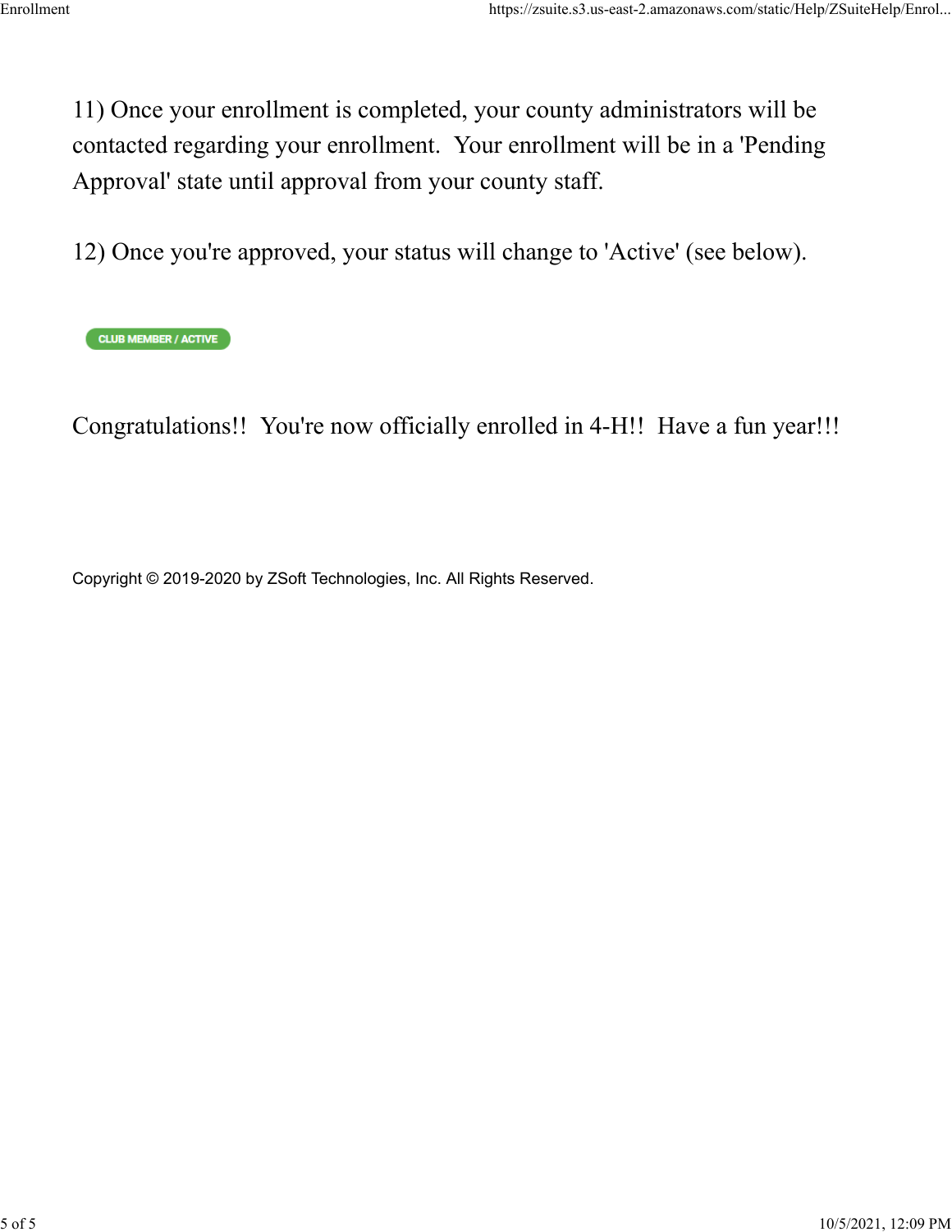11) Once your enrollment is completed, your county administrators will be contacted regarding your enrollment.  Your enrollment will be in a 'Pending Approval' state until approval from your county staff.

12) Once you're approved, your status will change to 'Active' (see below).

CLUB MEMBER / ACTIVE

Congratulations!!  You're now officially enrolled in 4-H!!  Have a fun year!!!

Copyright © 2019-2020 by ZSoft Technologies, Inc. All Rights Reserved.